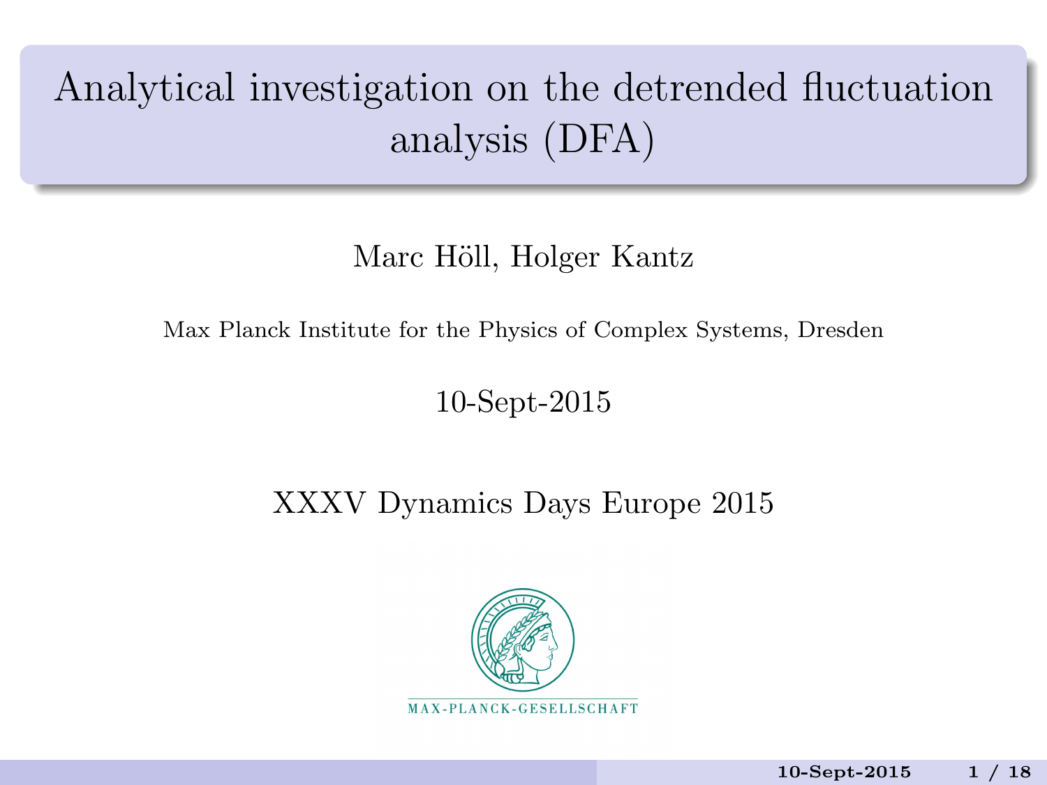# Analytical investigation on the detrended fluctuation analysis (DFA)

Marc Höll, Holger Kantz

Max Planck Institute for the Physics of Complex Systems, Dresden

10-Sept-2015

XXXV Dynamics Days Europe 2015

MAX-PLANCK-GESELLSCHAFT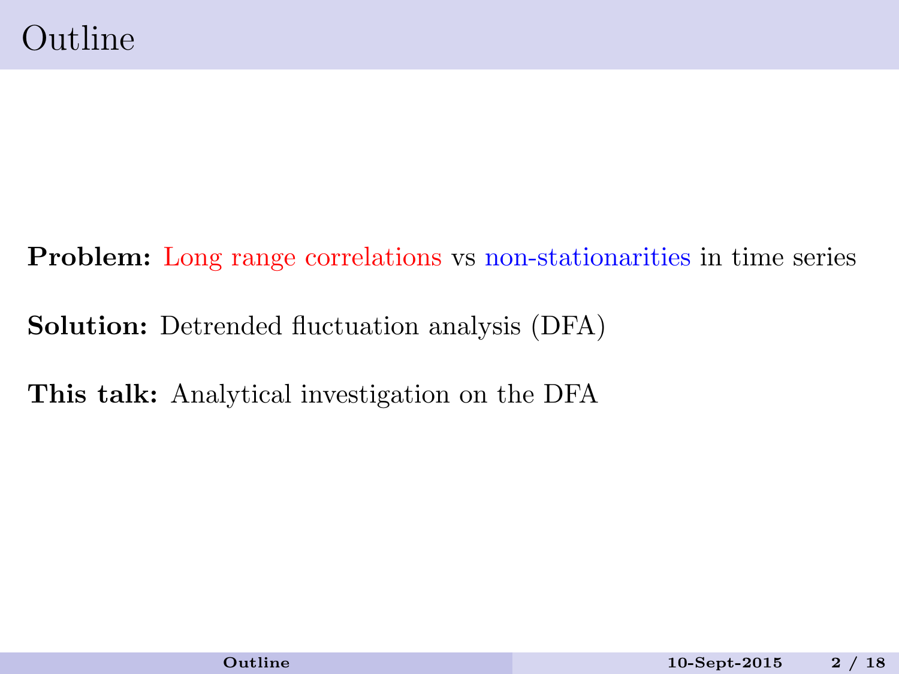# Outline

**Problem:** Long range correlations vs non-stationarities in time series

**Solution:** Detrended fluctuation analysis (DFA)

**This talk:** Analytical investigation on the DFA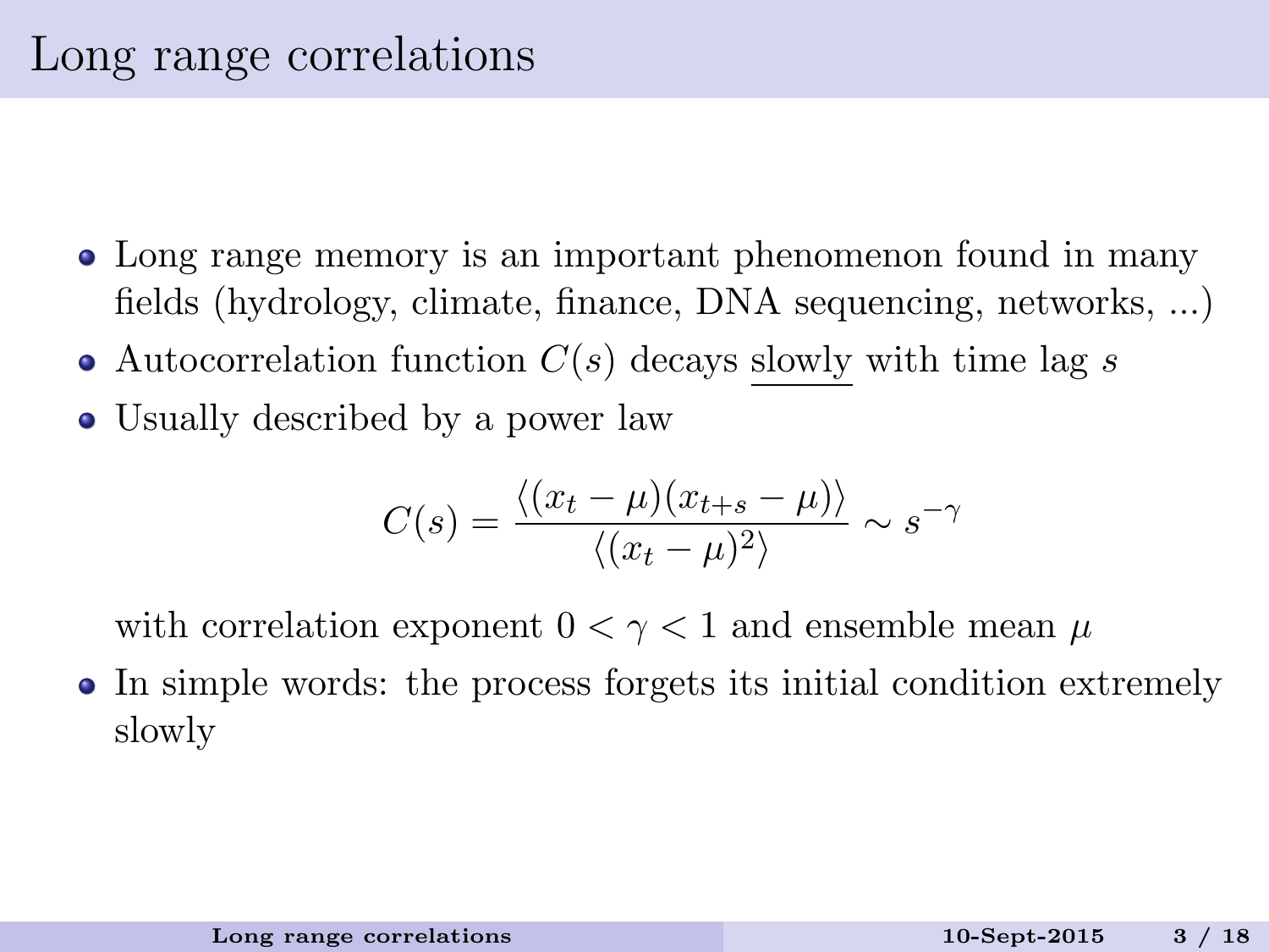# Long range correlations

- Long range memory is an important phenomenon found in many fields (hydrology, climate, finance, DNA sequencing, networks, ...)
- Autocorrelation function $C(s)$ decays slowly with time lag $s$
- Usually described by a power law

$$C(s) = \frac{\langle (x_t - \mu)(x_{t+s} - \mu) \rangle}{\langle (x_t - \mu)^2 \rangle} \sim s^{-\gamma}$$

  with correlation exponent $0 < \gamma < 1$ and ensemble mean $\mu$
- In simple words: the process forgets its initial condition extremely slowly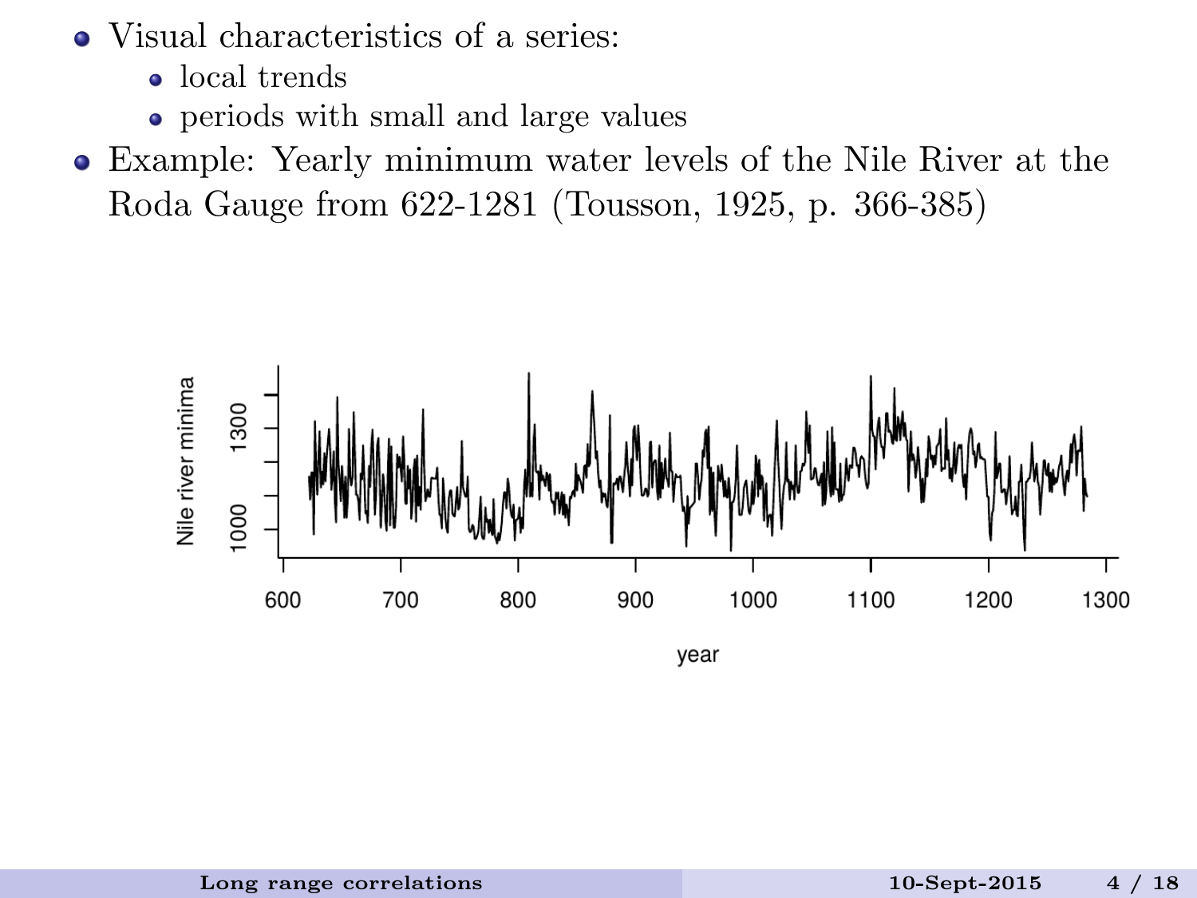- Visual characteristics of a series:
  - local trends
  - periods with small and large values
- Example: Yearly minimum water levels of the Nile River at the Roda Gauge from 622-1281 (Tousson, 1925, p. 366-385)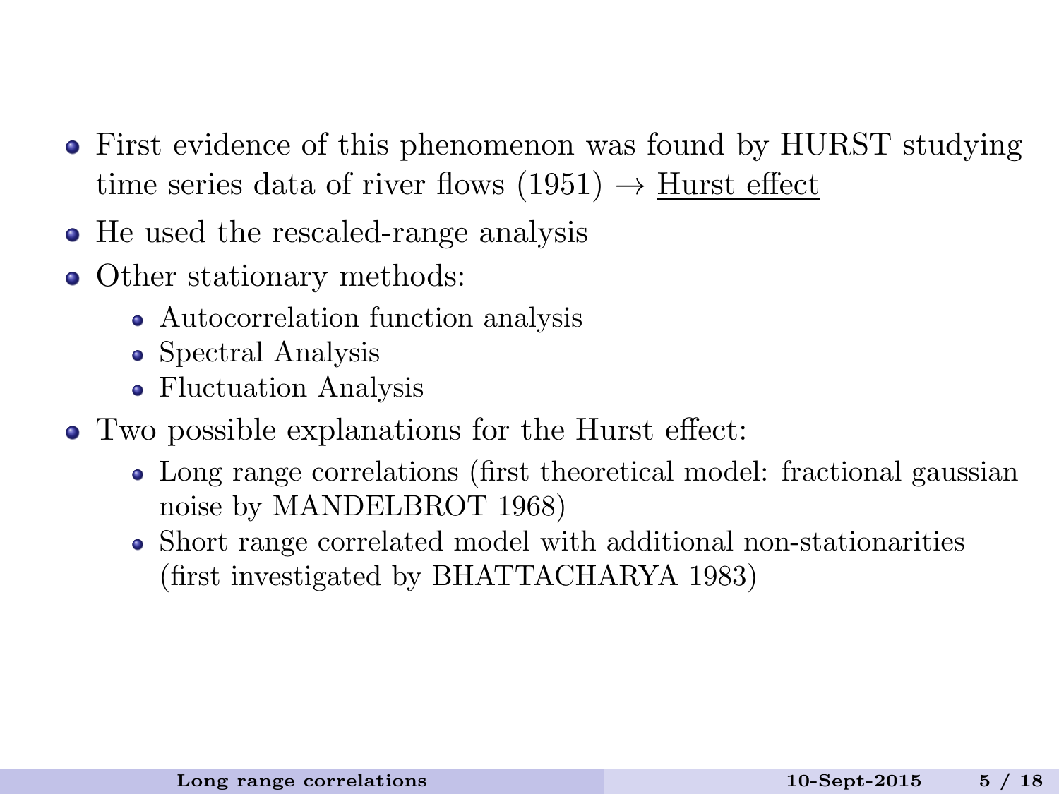- First evidence of this phenomenon was found by HURST studying time series data of river flows (1951) $\rightarrow$ Hurst effect
- He used the rescaled-range analysis
- Other stationary methods:
  - Autocorrelation function analysis
  - Spectral Analysis
  - Fluctuation Analysis
- Two possible explanations for the Hurst effect:
  - Long range correlations (first theoretical model: fractional gaussian noise by MANDELBROT 1968)
  - Short range correlated model with additional non-stationarities (first investigated by BHATTACHARYA 1983)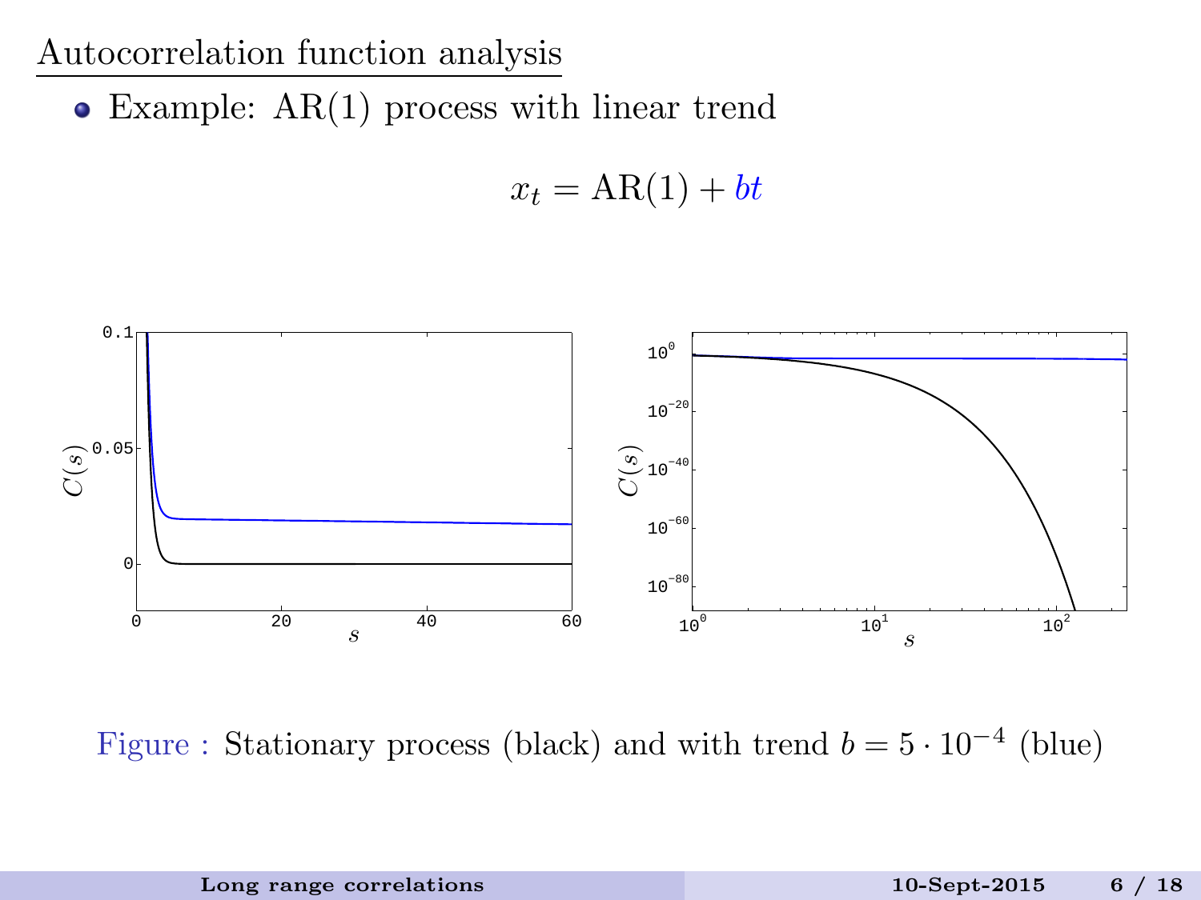## Autocorrelation function analysis

- Example: AR(1) process with linear trend

$$x_t = \mathrm{AR}(1) + bt$$

Figure : Stationary process (black) and with trend $b = 5 \cdot 10^{-4}$ (blue)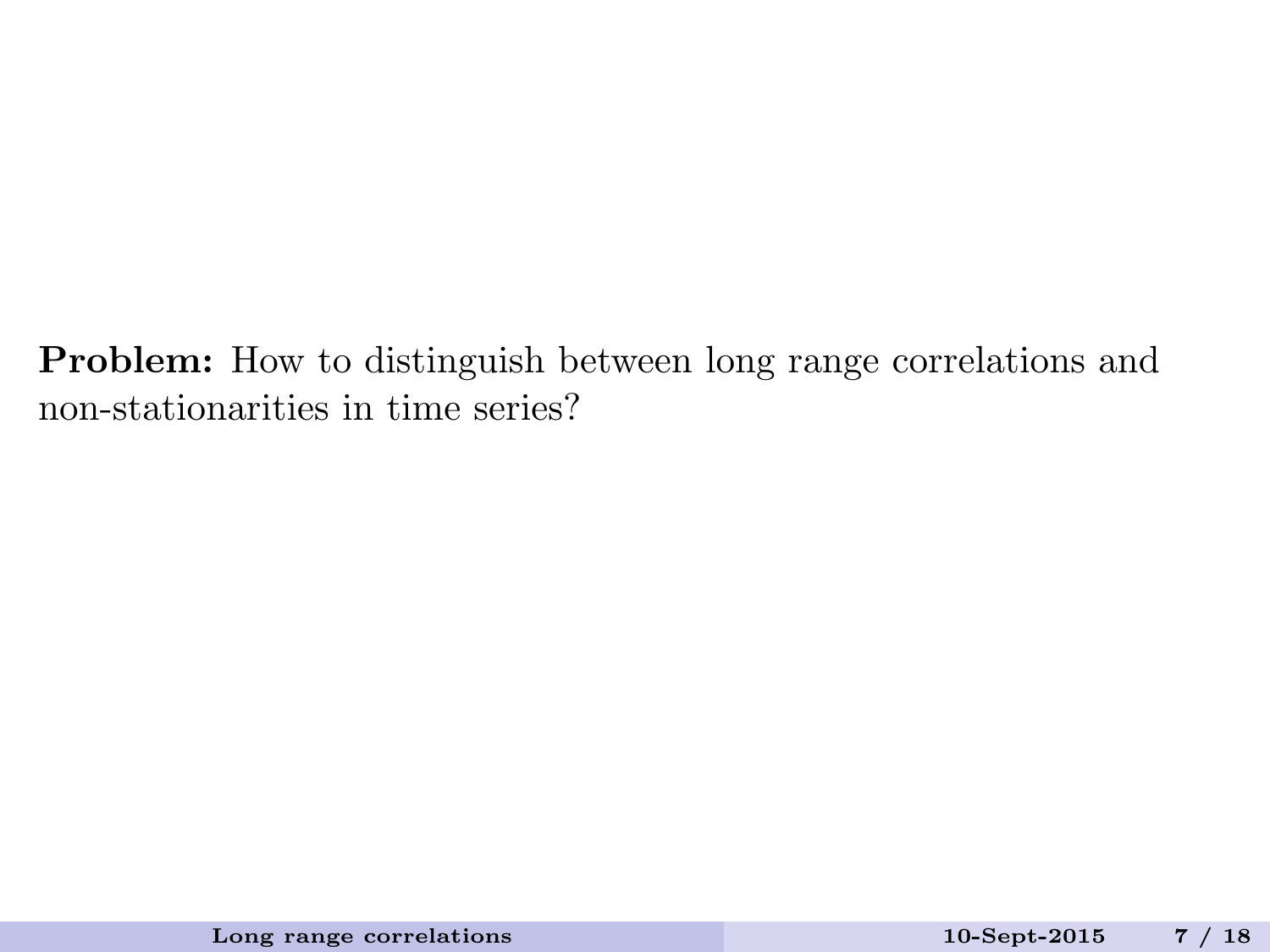**Problem:** How to distinguish between long range correlations and non-stationarities in time series?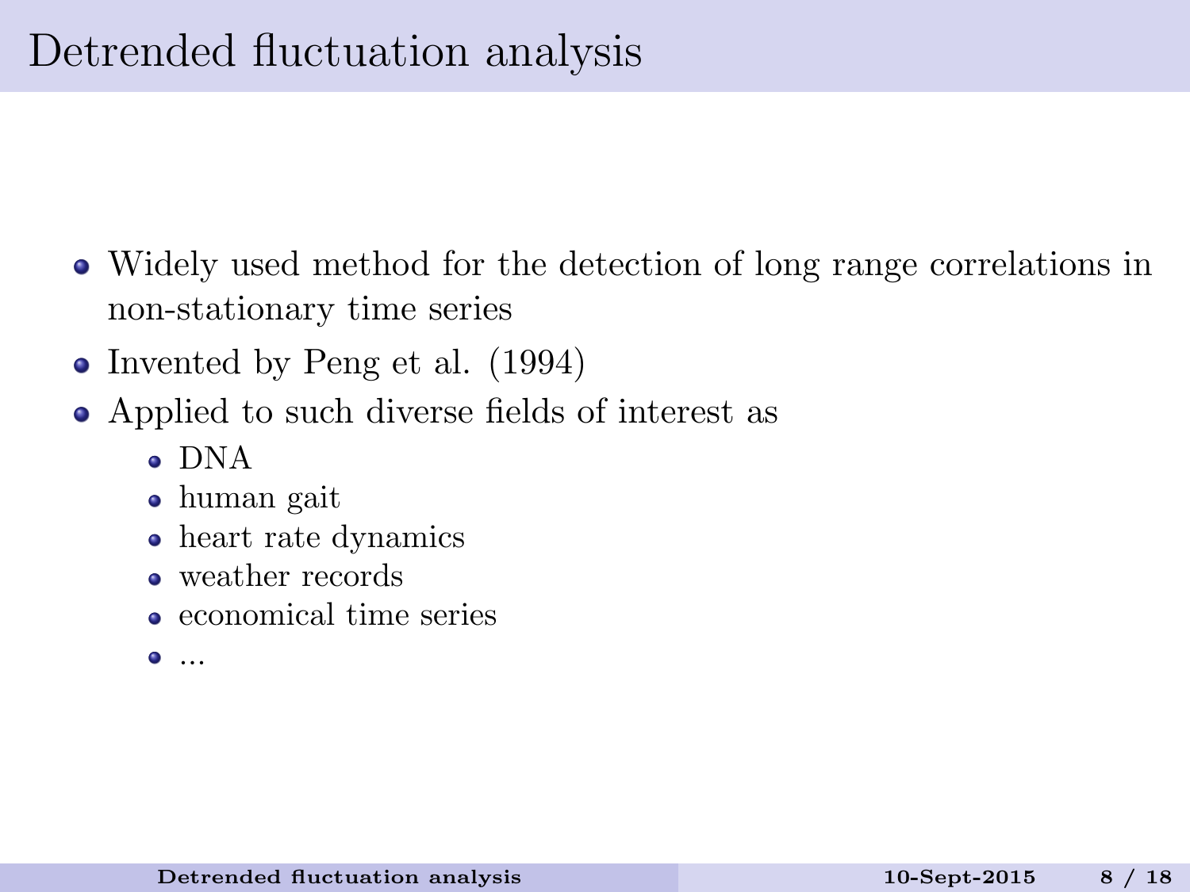# Detrended fluctuation analysis

- Widely used method for the detection of long range correlations in non-stationary time series
- Invented by Peng et al. (1994)
- Applied to such diverse fields of interest as
  - DNA
  - human gait
  - heart rate dynamics
  - weather records
  - economical time series
  - ...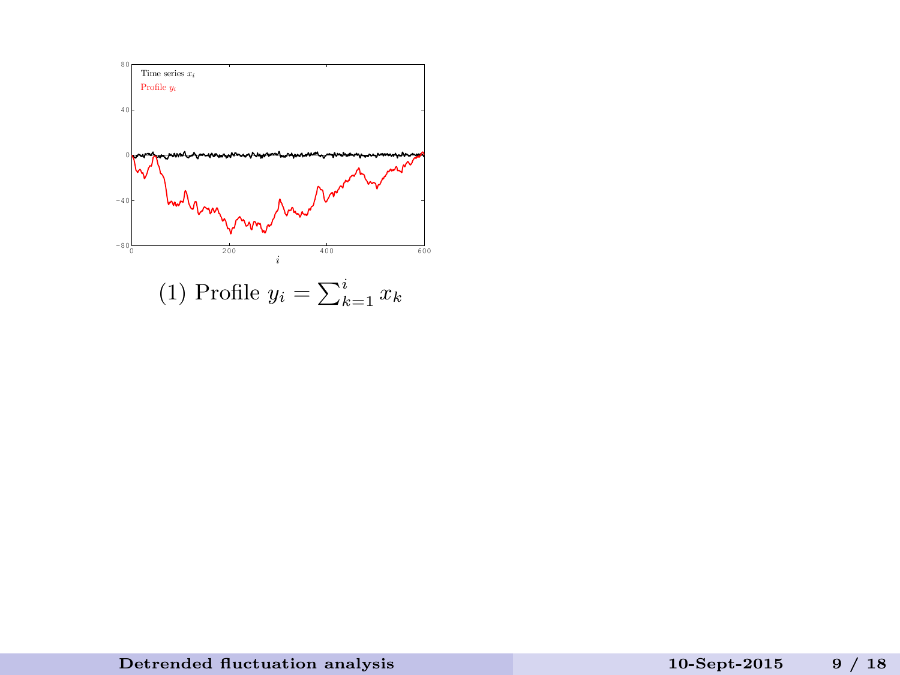(1) Profile $y_i = \sum_{k=1}^{i} x_k$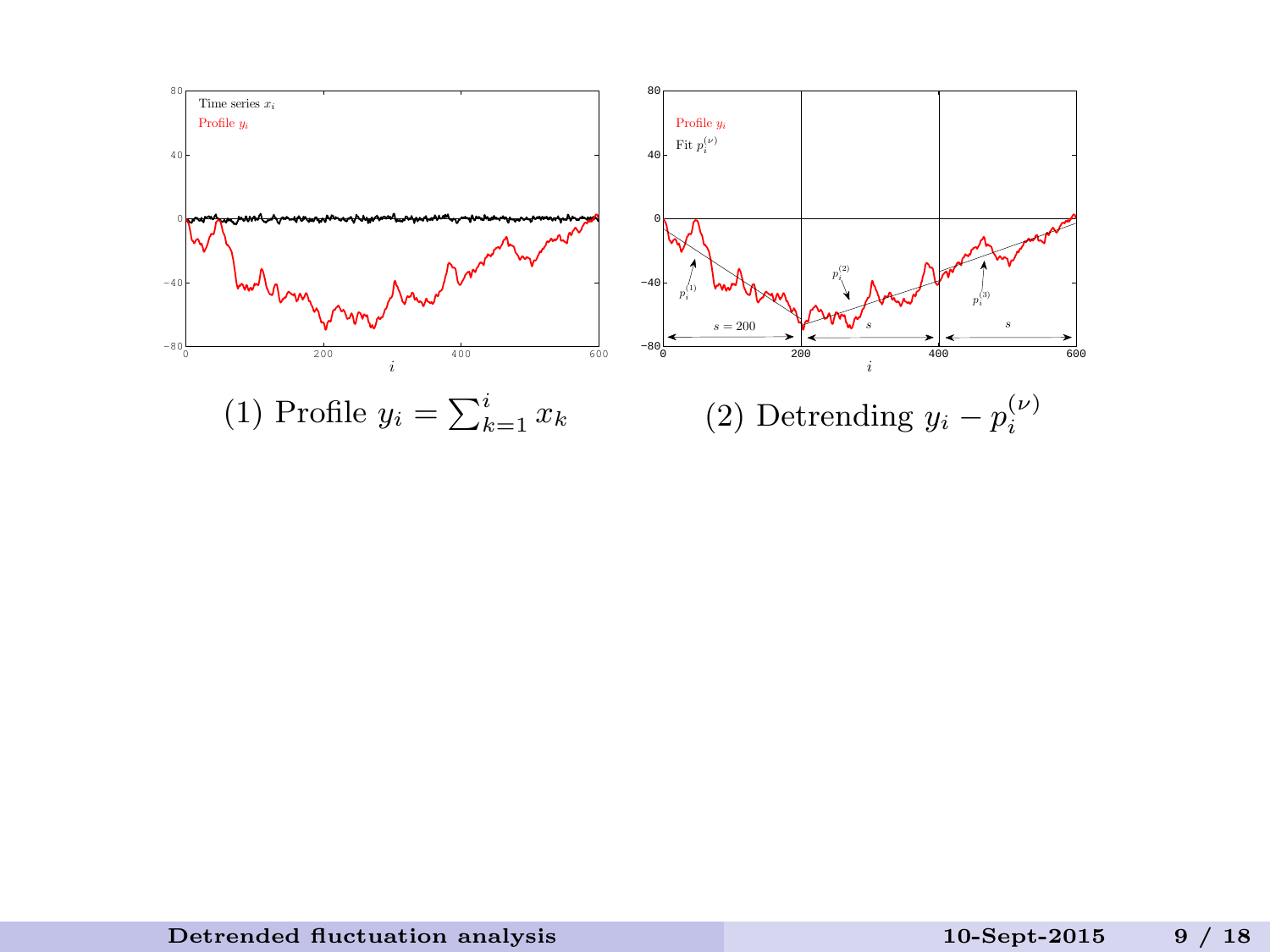(1) Profile $y_i = \sum_{k=1}^{i} x_k$

(2) Detrending $y_i - p_i^{(\nu)}$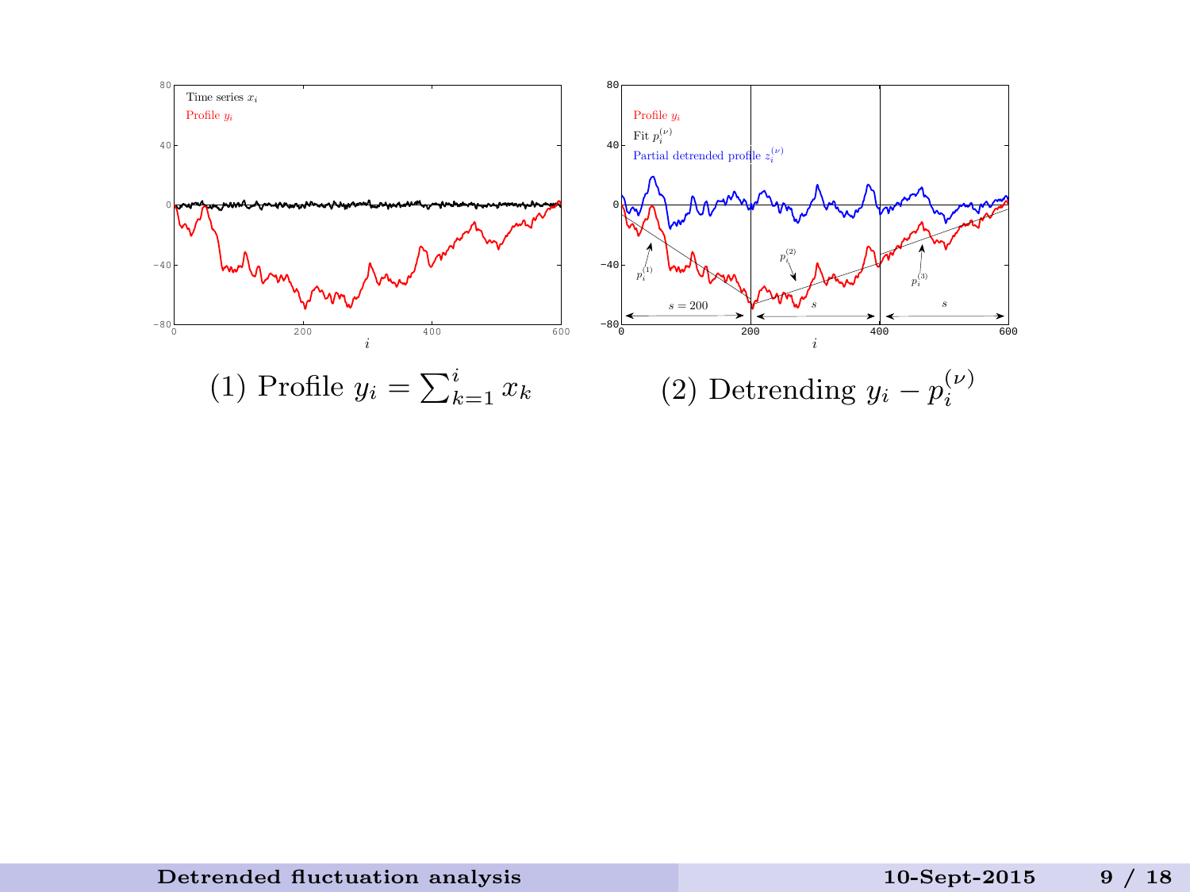(1) Profile $y_i = \sum_{k=1}^{i} x_k$

(2) Detrending $y_i - p_i^{(\nu)}$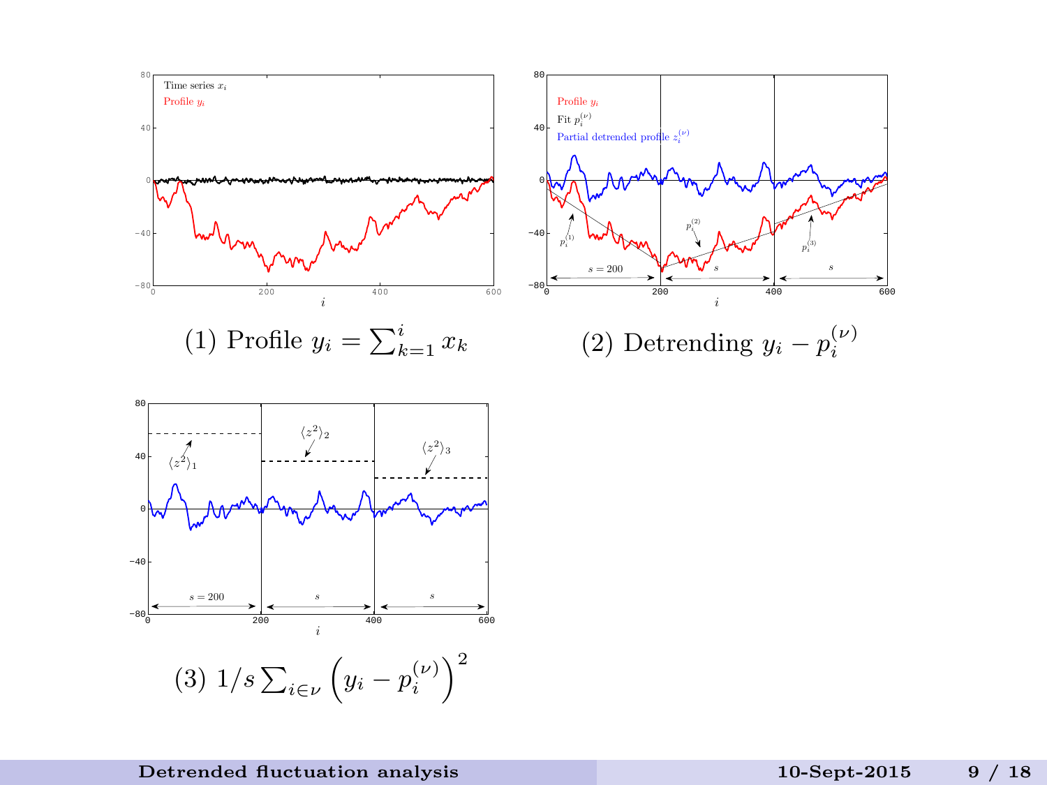(1) Profile $y_i = \sum_{k=1}^{i} x_k$

(2) Detrending $y_i - p_i^{(\nu)}$

(3) $1/s \sum_{i \in \nu} \left( y_i - p_i^{(\nu)} \right)^2$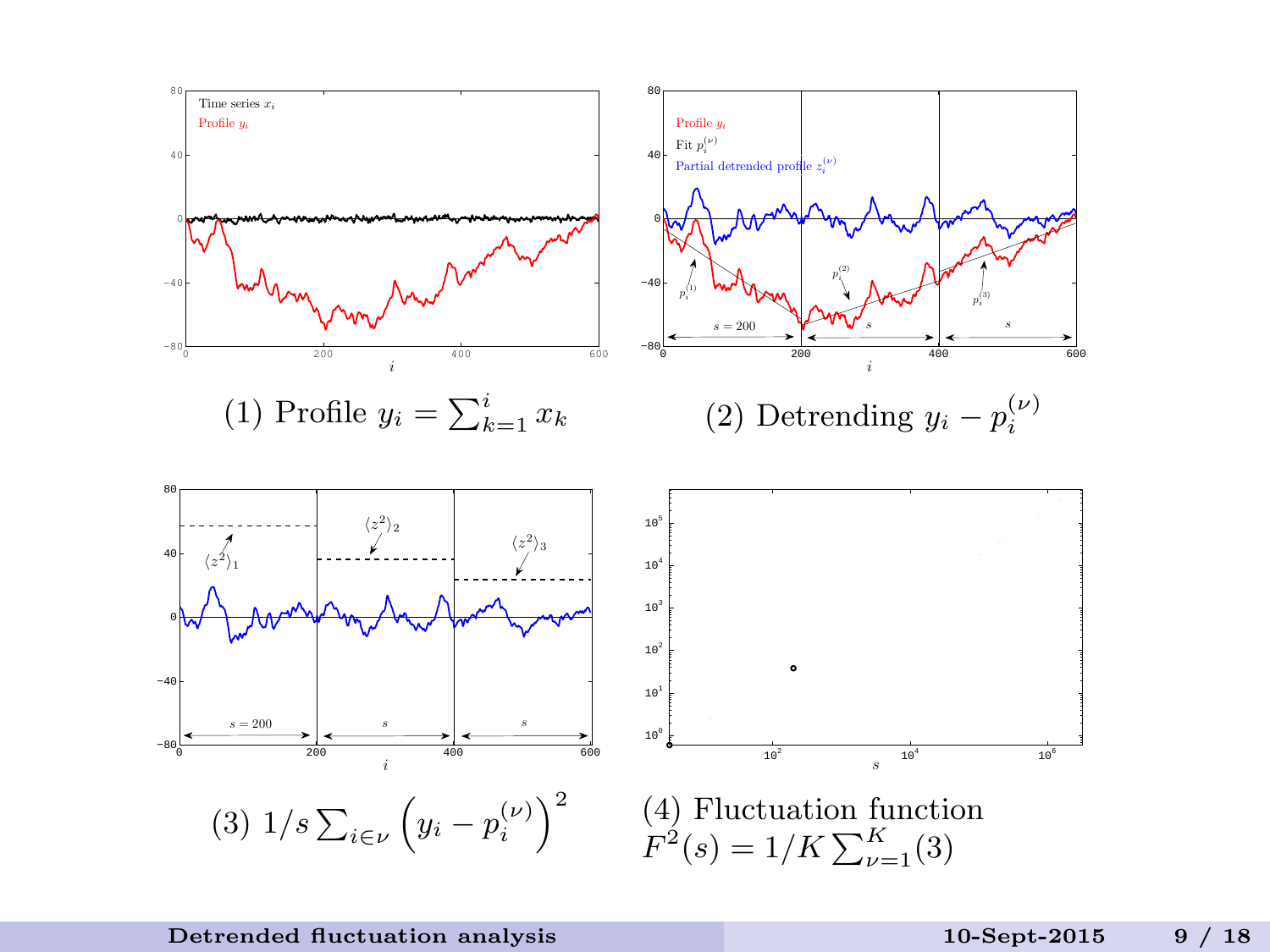(1) Profile $y_i = \sum_{k=1}^{i} x_k$

(2) Detrending $y_i - p_i^{(\nu)}$

(3) $1/s \sum_{i \in \nu} \left( y_i - p_i^{(\nu)} \right)^2$

(4) Fluctuation function $F^2(s) = 1/K \sum_{\nu=1}^{K} (3)$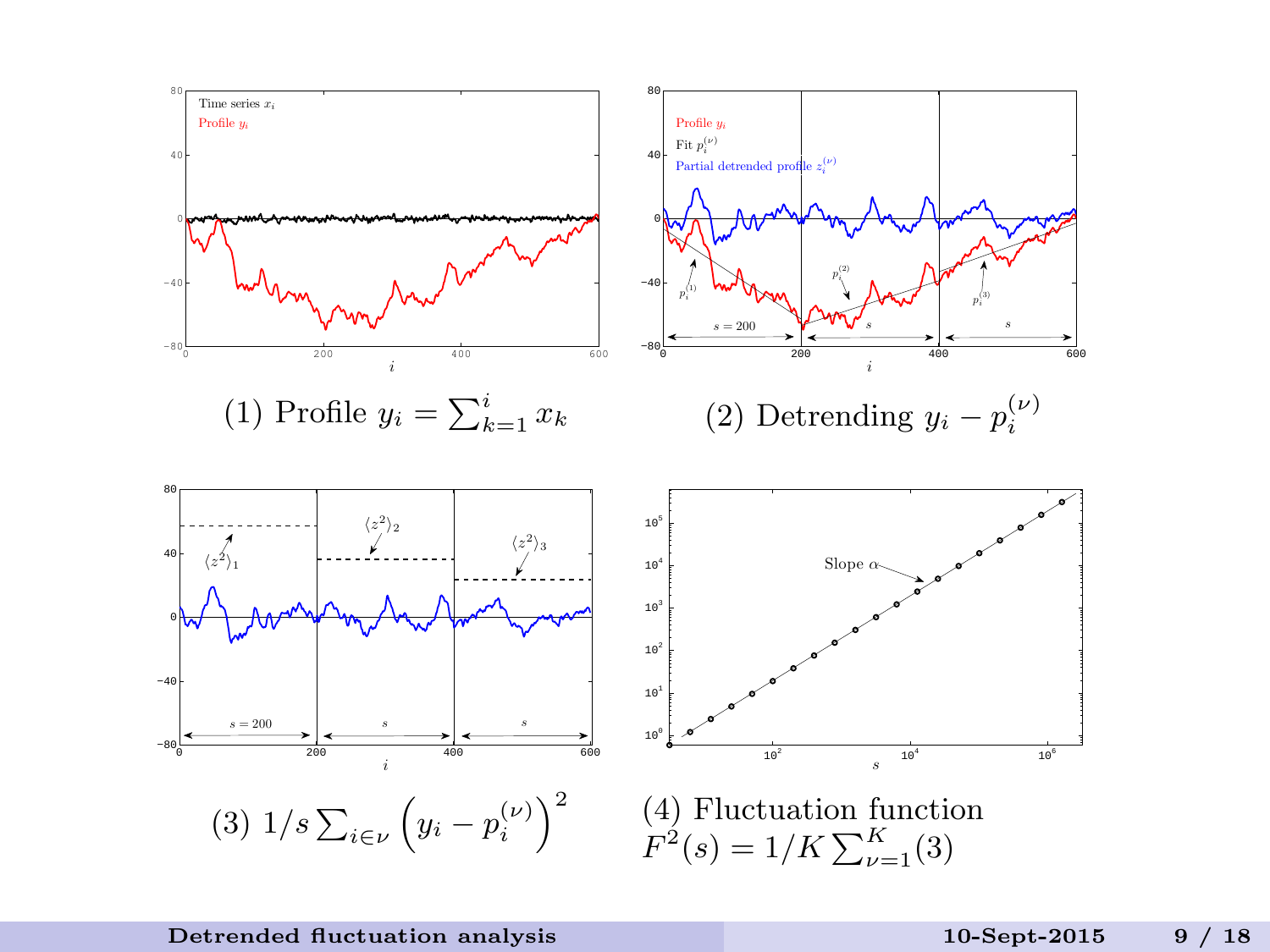(1) Profile $y_i = \sum_{k=1}^{i} x_k$

(2) Detrending $y_i - p_i^{(\nu)}$

(3) $1/s \sum_{i \in \nu} \left( y_i - p_i^{(\nu)} \right)^2$

(4) Fluctuation function $F^2(s) = 1/K \sum_{\nu=1}^{K} (3)$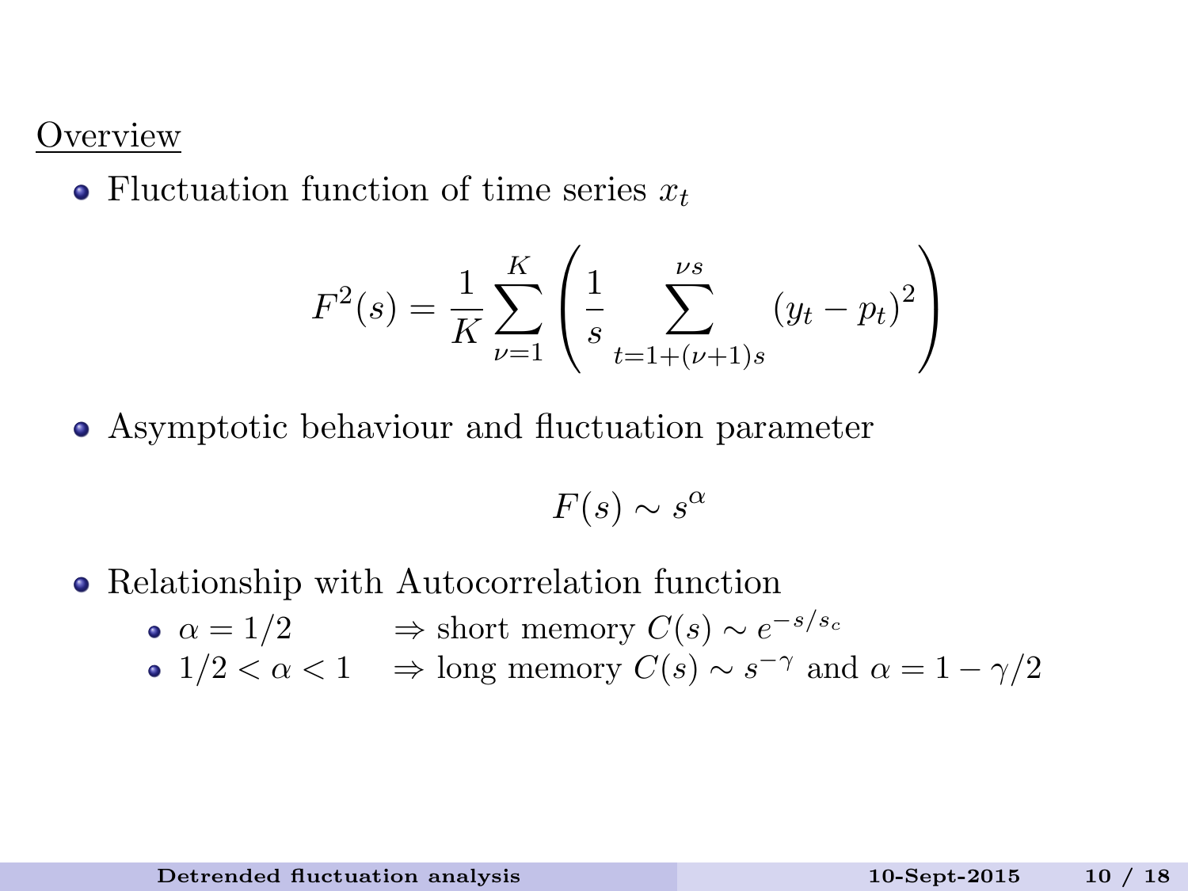## Overview

- Fluctuation function of time series $x_t$

$$F^2(s) = \frac{1}{K} \sum_{\nu=1}^{K} \left( \frac{1}{s} \sum_{t=1+(\nu+1)s}^{\nu s} \left(y_t - p_t\right)^2 \right)$$

- Asymptotic behaviour and fluctuation parameter

$$F(s) \sim s^{\alpha}$$

- Relationship with Autocorrelation function
  - $\alpha = 1/2 \quad \Rightarrow$ short memory $C(s) \sim e^{-s/s_c}$
  - $1/2 < \alpha < 1 \quad \Rightarrow$ long memory $C(s) \sim s^{-\gamma}$ and $\alpha = 1 - \gamma/2$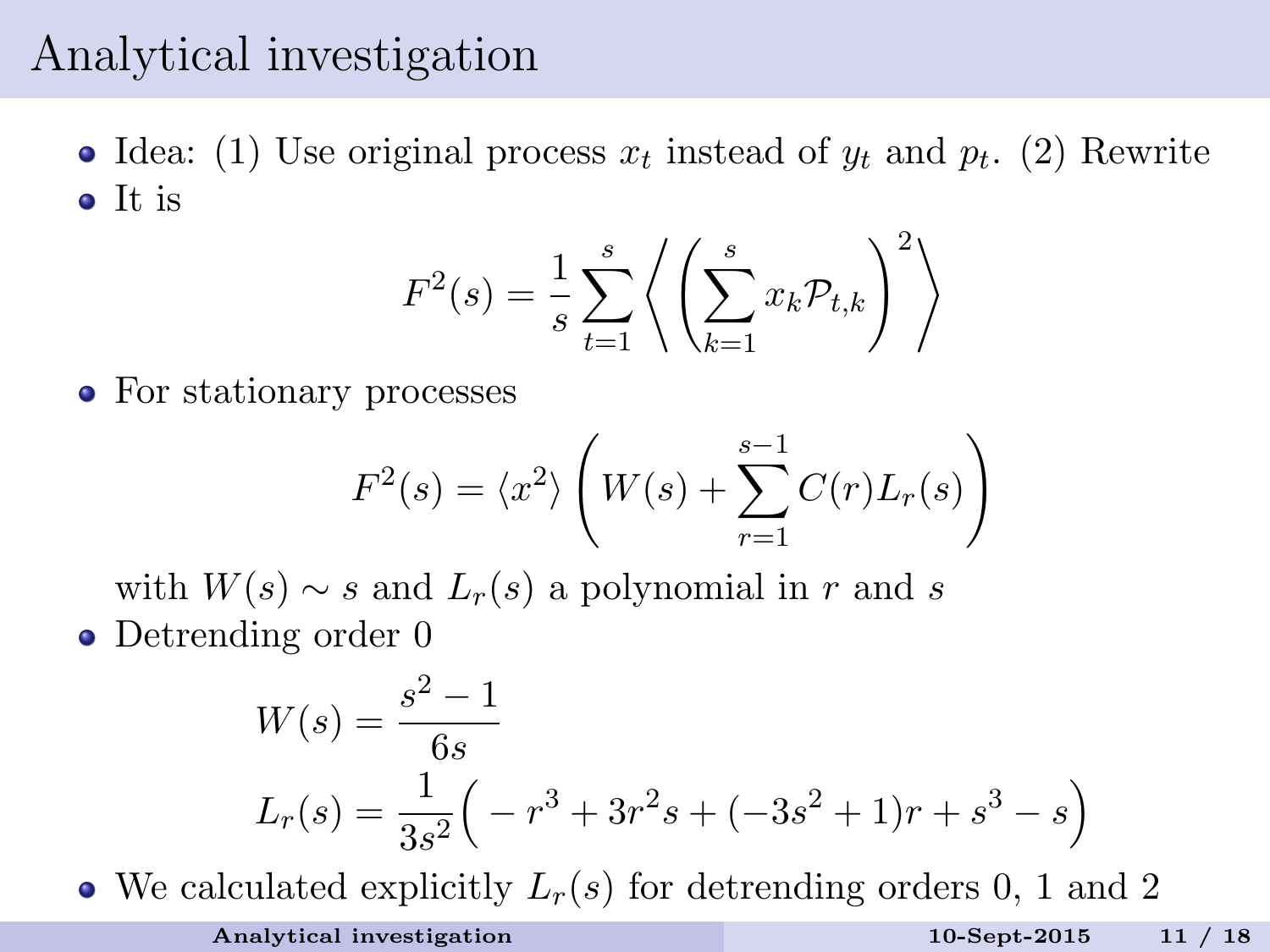# Analytical investigation

- Idea: (1) Use original process $x_t$ instead of $y_t$ and $p_t$. (2) Rewrite
- It is

$$F^2(s) = \frac{1}{s} \sum_{t=1}^{s} \left\langle \left( \sum_{k=1}^{s} x_k \mathcal{P}_{t,k} \right)^2 \right\rangle$$

- For stationary processes

$$F^2(s) = \langle x^2 \rangle \left( W(s) + \sum_{r=1}^{s-1} C(r) L_r(s) \right)$$

  with $W(s) \sim s$ and $L_r(s)$ a polynomial in $r$ and $s$

- Detrending order 0

$$W(s) = \frac{s^2 - 1}{6s}$$

$$L_r(s) = \frac{1}{3s^2}\Big( - r^3 + 3r^2 s + (-3s^2 + 1)r + s^3 - s \Big)$$

- We calculated explicitly $L_r(s)$ for detrending orders 0, 1 and 2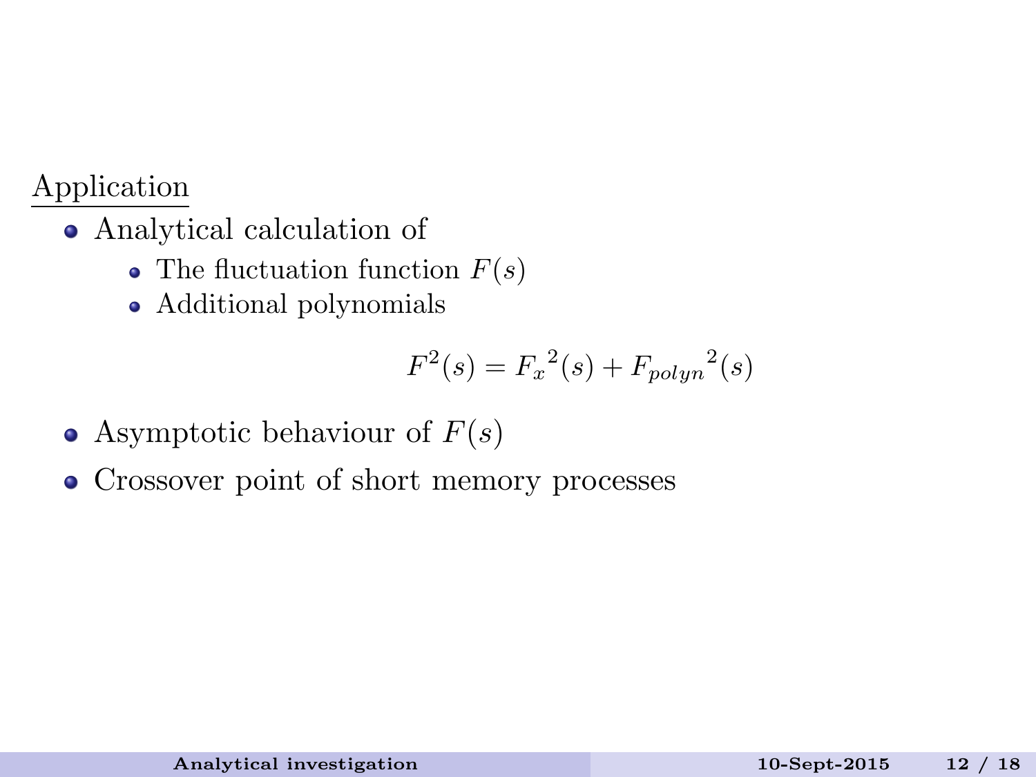Application

- Analytical calculation of
  - The fluctuation function $F(s)$
  - Additional polynomials

$$F^2(s) = {F_x}^2(s) + {F_{polyn}}^2(s)$$

- Asymptotic behaviour of $F(s)$
- Crossover point of short memory processes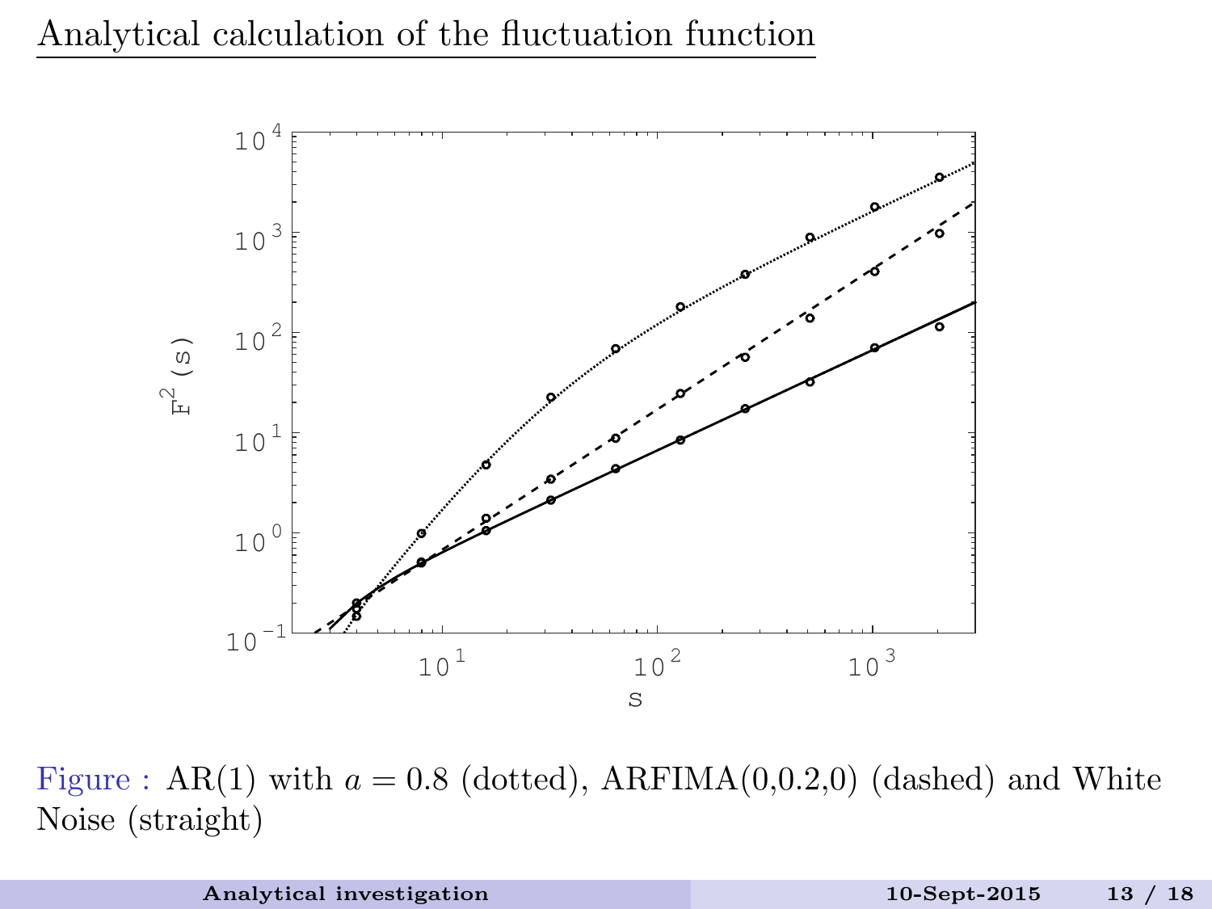# Analytical calculation of the fluctuation function

Figure : AR(1) with $a = 0.8$ (dotted), ARFIMA(0,0.2,0) (dashed) and White Noise (straight)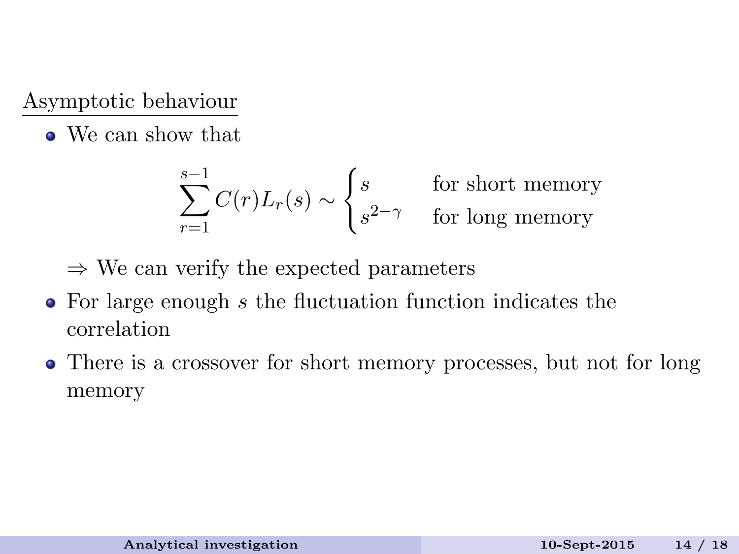## Asymptotic behaviour

- We can show that

$$\sum_{r=1}^{s-1} C(r) L_r(s) \sim \begin{cases} s & \text{for short memory} \\ s^{2-\gamma} & \text{for long memory} \end{cases}$$

  $\Rightarrow$ We can verify the expected parameters

- For large enough $s$ the fluctuation function indicates the correlation
- There is a crossover for short memory processes, but not for long memory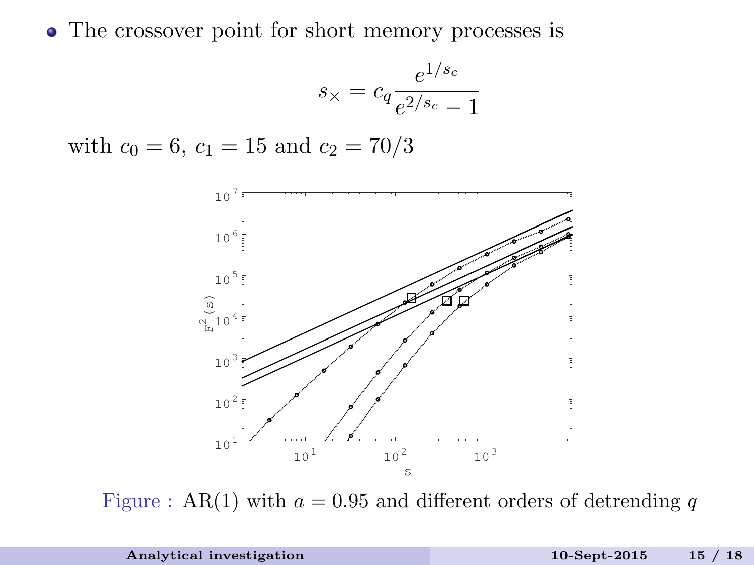- The crossover point for short memory processes is

$$s_\times = c_q \frac{e^{1/s_c}}{e^{2/s_c} - 1}$$

with $c_0 = 6$, $c_1 = 15$ and $c_2 = 70/3$

Figure : AR(1) with $a = 0.95$ and different orders of detrending $q$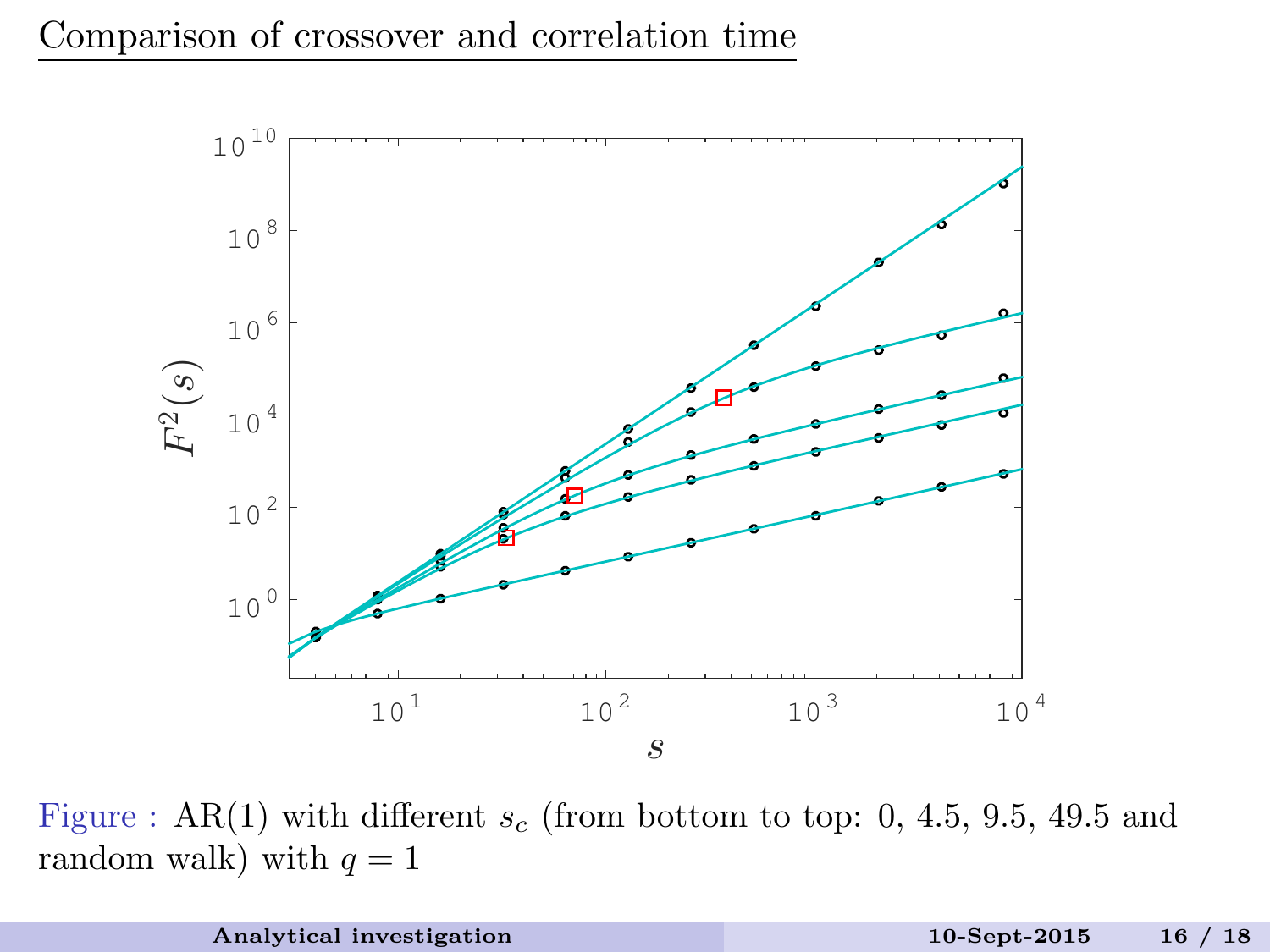## Comparison of crossover and correlation time

Figure : AR(1) with different $s_c$ (from bottom to top: 0, 4.5, 9.5, 49.5 and random walk) with $q = 1$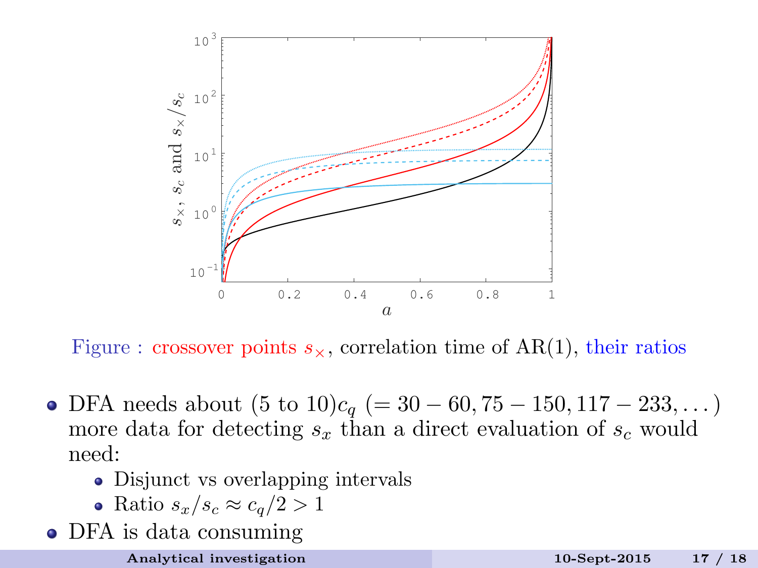Figure : crossover points $s_\times$, correlation time of AR(1), their ratios

- DFA needs about (5 to 10)$c_q$ ($= 30 - 60, 75 - 150, 117 - 233, \dots$) more data for detecting $s_x$ than a direct evaluation of $s_c$ would need:
  - Disjunct vs overlapping intervals
  - Ratio $s_x/s_c \approx c_q/2 > 1$
- DFA is data consuming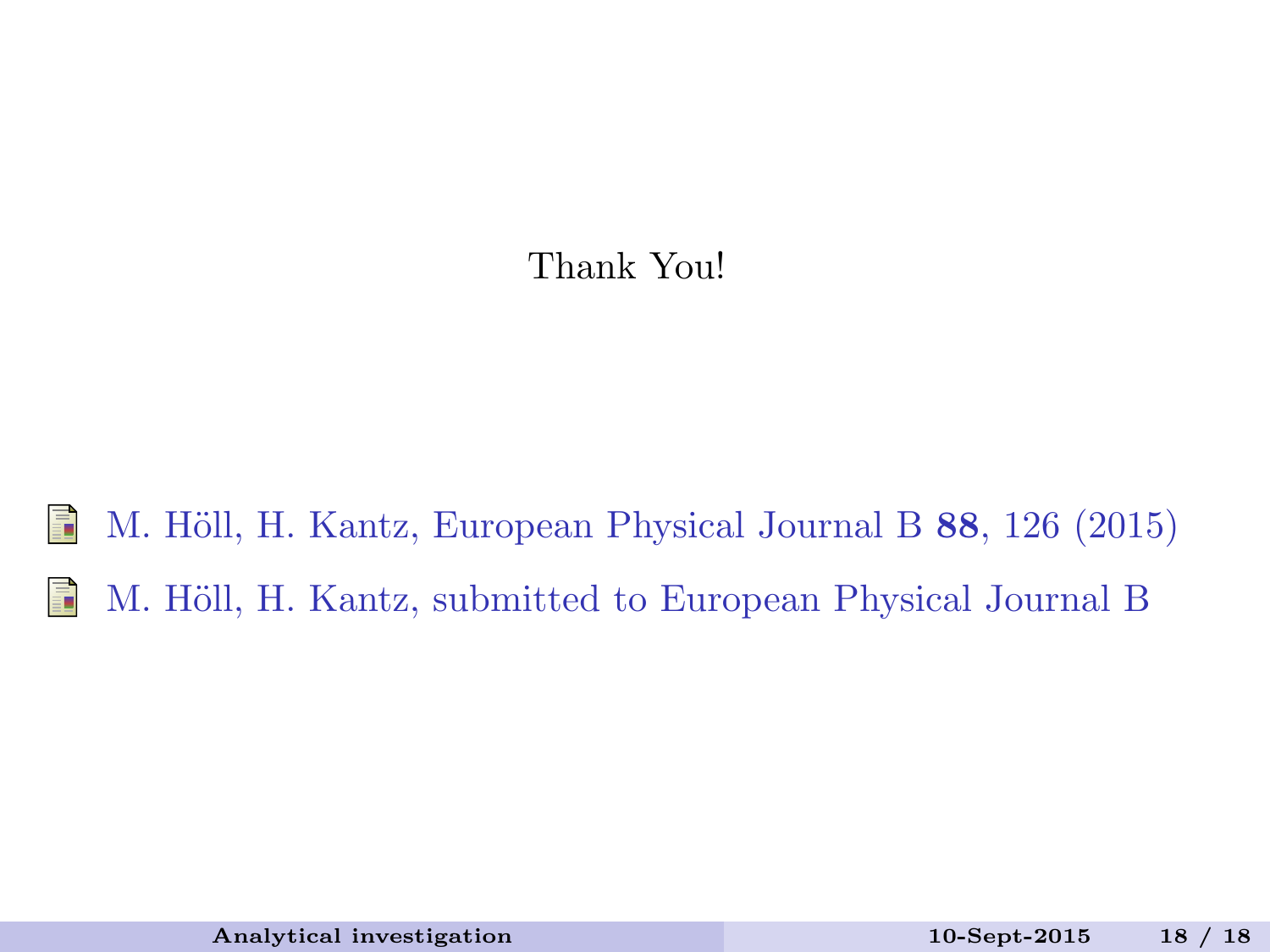Thank You!

- M. Höll, H. Kantz, European Physical Journal B **88**, 126 (2015)
- M. Höll, H. Kantz, submitted to European Physical Journal B